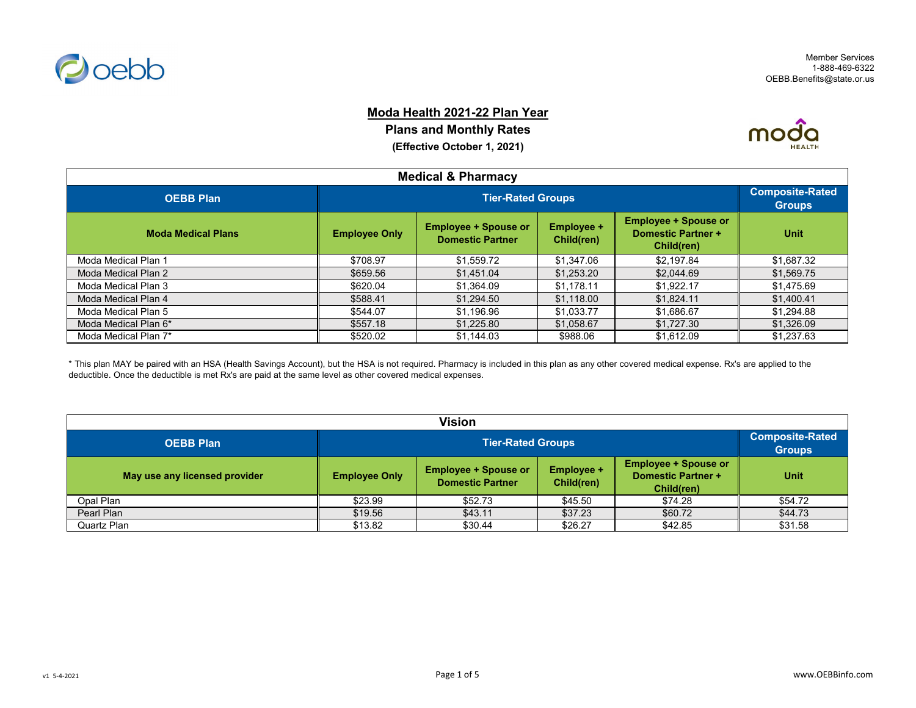Member Services
1-888-469-6322
OEBB.Benefits@state.or.us

# Moda Health 2021-22 Plan Year

## Plans and Monthly Rates

**(Effective October 1, 2021)**

### Medical & Pharmacy

| OEBB Plan | Tier-Rated Groups | | | | Composite-Rated Groups |
|---|---|---|---|---|---|
| **Moda Medical Plans** | **Employee Only** | **Employee + Spouse or Domestic Partner** | **Employee + Child(ren)** | **Employee + Spouse or Domestic Partner + Child(ren)** | **Unit** |
| Moda Medical Plan 1 | $708.97 | $1,559.72 | $1,347.06 | $2,197.84 | $1,687.32 |
| Moda Medical Plan 2 | $659.56 | $1,451.04 | $1,253.20 | $2,044.69 | $1,569.75 |
| Moda Medical Plan 3 | $620.04 | $1,364.09 | $1,178.11 | $1,922.17 | $1,475.69 |
| Moda Medical Plan 4 | $588.41 | $1,294.50 | $1,118.00 | $1,824.11 | $1,400.41 |
| Moda Medical Plan 5 | $544.07 | $1,196.96 | $1,033.77 | $1,686.67 | $1,294.88 |
| Moda Medical Plan 6* | $557.18 | $1,225.80 | $1,058.67 | $1,727.30 | $1,326.09 |
| Moda Medical Plan 7* | $520.02 | $1,144.03 | $988.06 | $1,612.09 | $1,237.63 |

* This plan MAY be paired with an HSA (Health Savings Account), but the HSA is not required. Pharmacy is included in this plan as any other covered medical expense. Rx's are applied to the deductible. Once the deductible is met Rx's are paid at the same level as other covered medical expenses.

### Vision

| OEBB Plan | Tier-Rated Groups | | | | Composite-Rated Groups |
|---|---|---|---|---|---|
| **May use any licensed provider** | **Employee Only** | **Employee + Spouse or Domestic Partner** | **Employee + Child(ren)** | **Employee + Spouse or Domestic Partner + Child(ren)** | **Unit** |
| Opal Plan | $23.99 | $52.73 | $45.50 | $74.28 | $54.72 |
| Pearl Plan | $19.56 | $43.11 | $37.23 | $60.72 | $44.73 |
| Quartz Plan | $13.82 | $30.44 | $26.27 | $42.85 | $31.58 |

v1 5-4-2021

www.OEBBinfo.com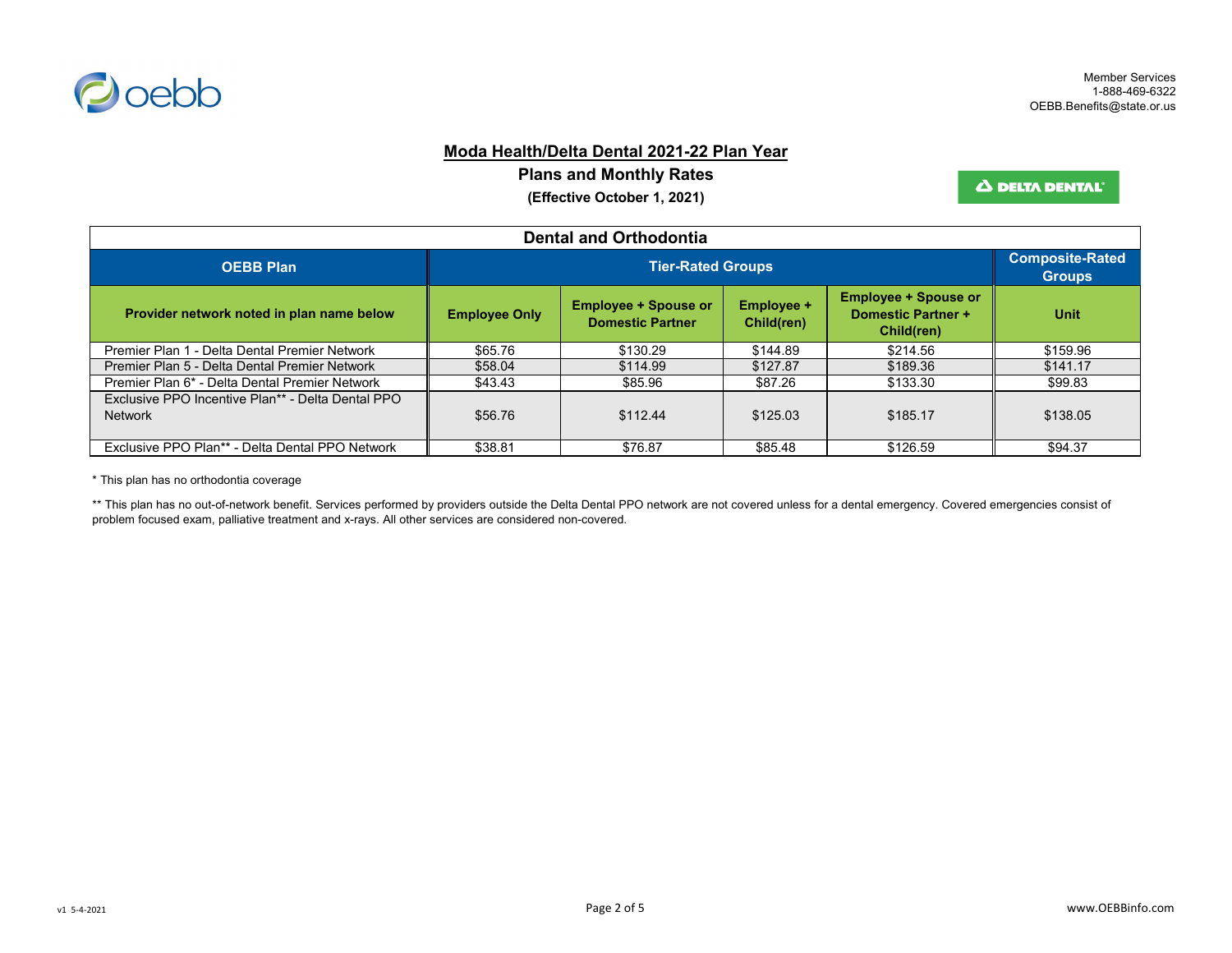Member Services
1-888-469-6322
OEBB.Benefits@state.or.us

# Moda Health/Delta Dental 2021-22 Plan Year

## Plans and Monthly Rates

**(Effective October 1, 2021)**

| Dental and Orthodontia | | | | | |
|---|---|---|---|---|---|
| **OEBB Plan** | **Tier-Rated Groups** | | | | **Composite-Rated Groups** |
| **Provider network noted in plan name below** | **Employee Only** | **Employee + Spouse or Domestic Partner** | **Employee + Child(ren)** | **Employee + Spouse or Domestic Partner + Child(ren)** | **Unit** |
| Premier Plan 1 - Delta Dental Premier Network | $65.76 | $130.29 | $144.89 | $214.56 | $159.96 |
| Premier Plan 5 - Delta Dental Premier Network | $58.04 | $114.99 | $127.87 | $189.36 | $141.17 |
| Premier Plan 6* - Delta Dental Premier Network | $43.43 | $85.96 | $87.26 | $133.30 | $99.83 |
| Exclusive PPO Incentive Plan** - Delta Dental PPO Network | $56.76 | $112.44 | $125.03 | $185.17 | $138.05 |
| Exclusive PPO Plan** - Delta Dental PPO Network | $38.81 | $76.87 | $85.48 | $126.59 | $94.37 |

* This plan has no orthodontia coverage

** This plan has no out-of-network benefit. Services performed by providers outside the Delta Dental PPO network are not covered unless for a dental emergency. Covered emergencies consist of problem focused exam, palliative treatment and x-rays. All other services are considered non-covered.

v1 5-4-2021

www.OEBBinfo.com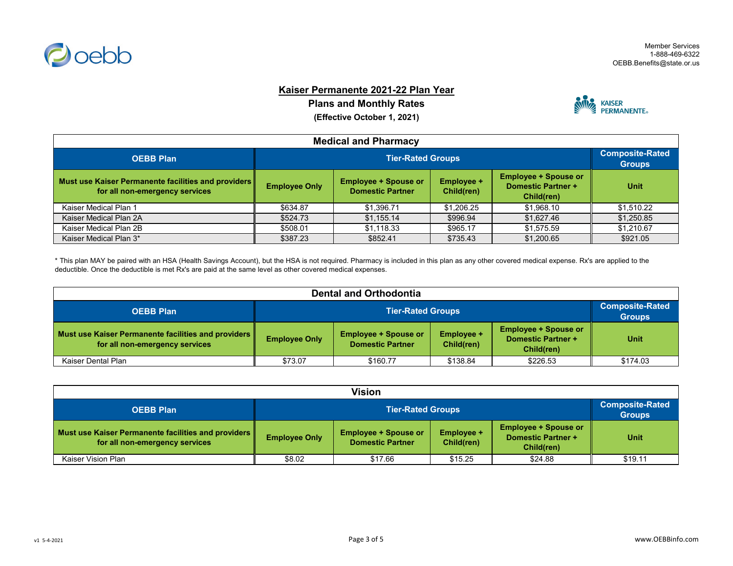Member Services
1-888-469-6322
OEBB.Benefits@state.or.us

# Kaiser Permanente 2021-22 Plan Year

## Plans and Monthly Rates

**(Effective October 1, 2021)**

### Medical and Pharmacy

| OEBB Plan | Tier-Rated Groups | | | | Composite-Rated Groups |
|---|---|---|---|---|---|
| **Must use Kaiser Permanente facilities and providers for all non-emergency services** | **Employee Only** | **Employee + Spouse or Domestic Partner** | **Employee + Child(ren)** | **Employee + Spouse or Domestic Partner + Child(ren)** | **Unit** |
| Kaiser Medical Plan 1 | $634.87 | $1,396.71 | $1,206.25 | $1,968.10 | $1,510.22 |
| Kaiser Medical Plan 2A | $524.73 | $1,155.14 | $996.94 | $1,627.46 | $1,250.85 |
| Kaiser Medical Plan 2B | $508.01 | $1,118.33 | $965.17 | $1,575.59 | $1,210.67 |
| Kaiser Medical Plan 3* | $387.23 | $852.41 | $735.43 | $1,200.65 | $921.05 |

* This plan MAY be paired with an HSA (Health Savings Account), but the HSA is not required. Pharmacy is included in this plan as any other covered medical expense. Rx's are applied to the deductible. Once the deductible is met Rx's are paid at the same level as other covered medical expenses.

### Dental and Orthodontia

| OEBB Plan | Tier-Rated Groups | | | | Composite-Rated Groups |
|---|---|---|---|---|---|
| **Must use Kaiser Permanente facilities and providers for all non-emergency services** | **Employee Only** | **Employee + Spouse or Domestic Partner** | **Employee + Child(ren)** | **Employee + Spouse or Domestic Partner + Child(ren)** | **Unit** |
| Kaiser Dental Plan | $73.07 | $160.77 | $138.84 | $226.53 | $174.03 |

### Vision

| OEBB Plan | Tier-Rated Groups | | | | Composite-Rated Groups |
|---|---|---|---|---|---|
| **Must use Kaiser Permanente facilities and providers for all non-emergency services** | **Employee Only** | **Employee + Spouse or Domestic Partner** | **Employee + Child(ren)** | **Employee + Spouse or Domestic Partner + Child(ren)** | **Unit** |
| Kaiser Vision Plan | $8.02 | $17.66 | $15.25 | $24.88 | $19.11 |

v1 5-4-2021

www.OEBBinfo.com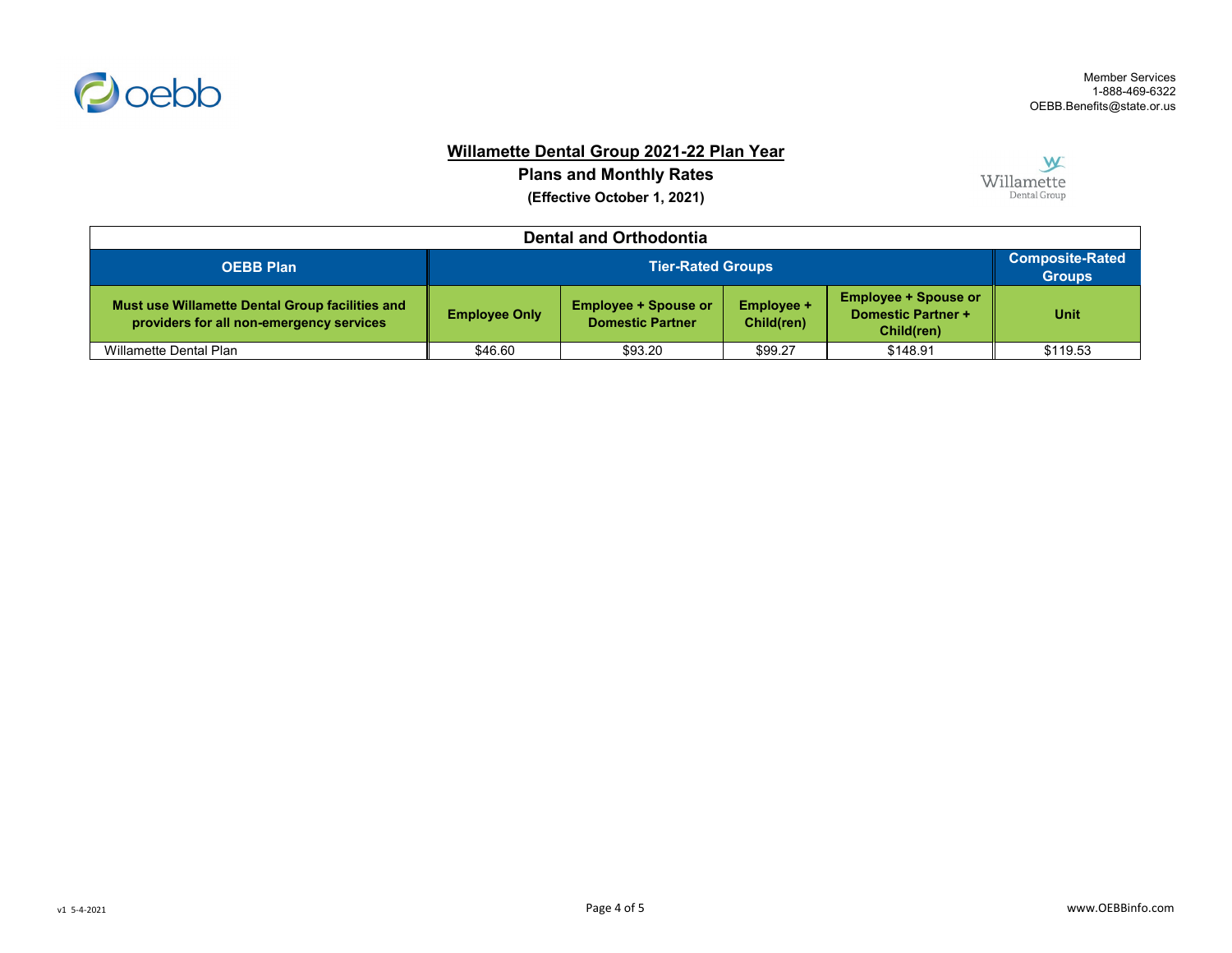Member Services
1-888-469-6322
OEBB.Benefits@state.or.us

# Willamette Dental Group 2021-22 Plan Year

## Plans and Monthly Rates

**(Effective October 1, 2021)**

| Dental and Orthodontia | | | | | |
|---|---|---|---|---|---|
| **OEBB Plan** | **Tier-Rated Groups** | | | | **Composite-Rated Groups** |
| **Must use Willamette Dental Group facilities and providers for all non-emergency services** | **Employee Only** | **Employee + Spouse or Domestic Partner** | **Employee + Child(ren)** | **Employee + Spouse or Domestic Partner + Child(ren)** | **Unit** |
| Willamette Dental Plan | $46.60 | $93.20 | $99.27 | $148.91 | $119.53 |

v1 5-4-2021

www.OEBBinfo.com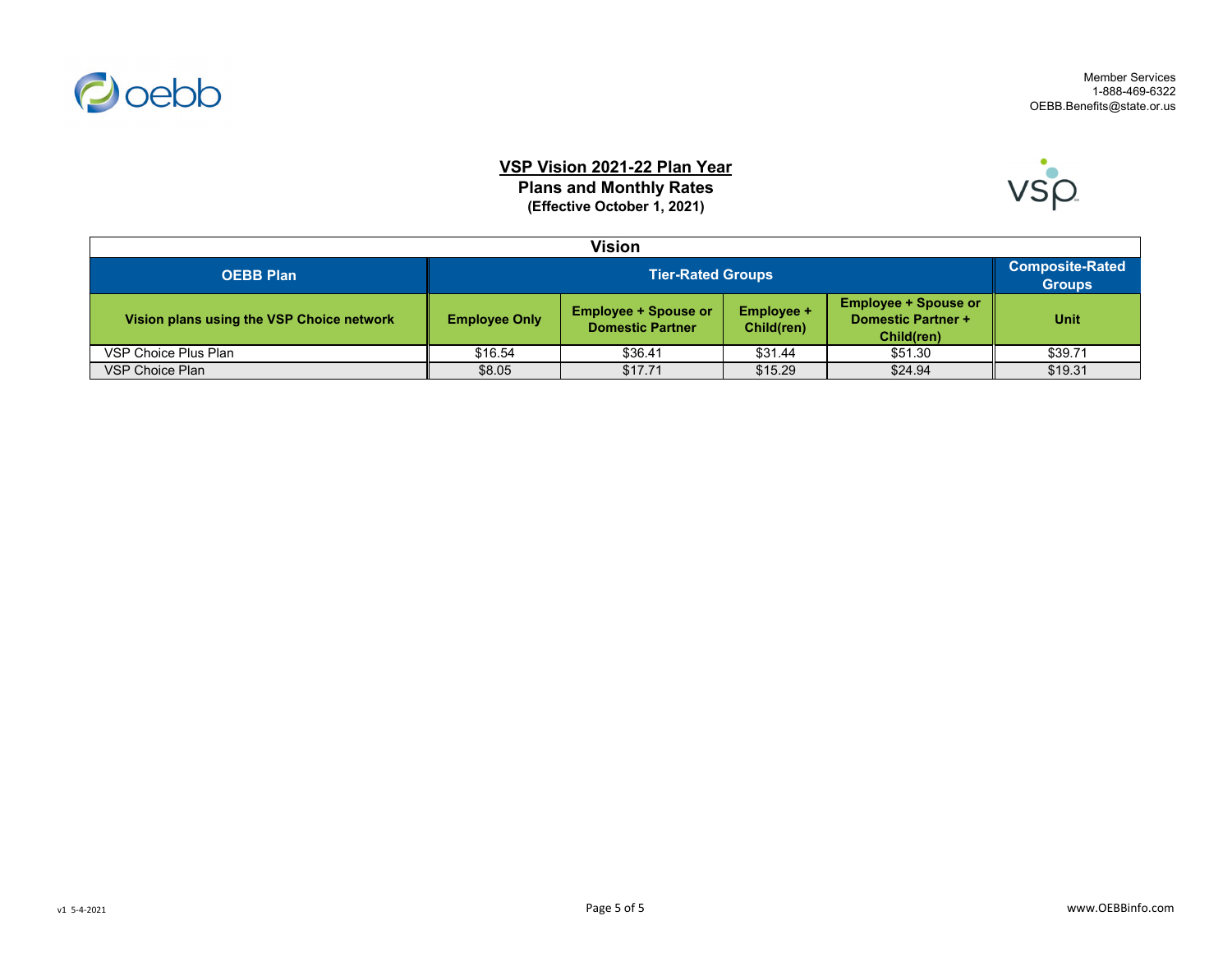Member Services
1-888-469-6322
OEBB.Benefits@state.or.us

# VSP Vision 2021-22 Plan Year

## Plans and Monthly Rates

**(Effective October 1, 2021)**

| Vision | | | | | |
|---|---|---|---|---|---|
| **OEBB Plan** | **Tier-Rated Groups** | | | | **Composite-Rated Groups** |
| **Vision plans using the VSP Choice network** | **Employee Only** | **Employee + Spouse or Domestic Partner** | **Employee + Child(ren)** | **Employee + Spouse or Domestic Partner + Child(ren)** | **Unit** |
| VSP Choice Plus Plan | $16.54 | $36.41 | $31.44 | $51.30 | $39.71 |
| VSP Choice Plan | $8.05 | $17.71 | $15.29 | $24.94 | $19.31 |

v1 5-4-2021

www.OEBBinfo.com